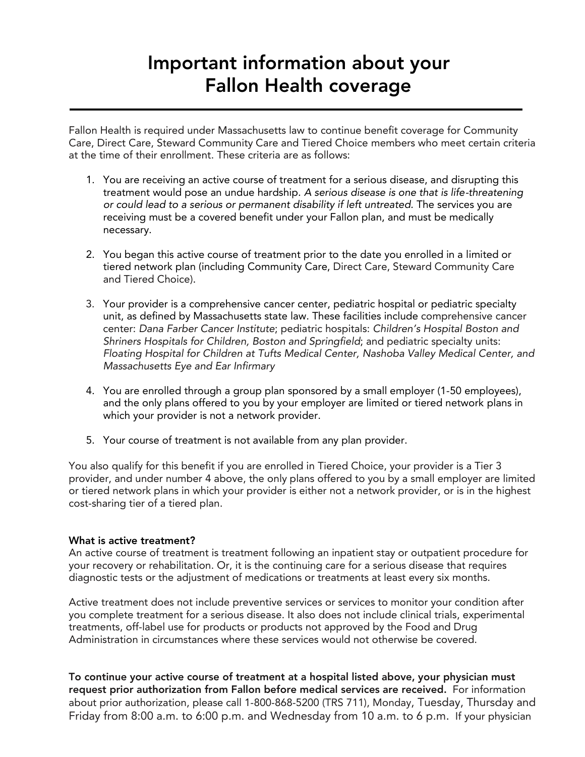# Important information about your Fallon Health coverage

Fallon Health is required under Massachusetts law to continue benefit coverage for Community Care, Direct Care, Steward Community Care and Tiered Choice members who meet certain criteria at the time of their enrollment. These criteria are as follows:

1. You are receiving an active course of treatment for a serious disease, and disrupting this treatment would pose an undue hardship. *A serious disease is one that is life-threatening or could lead to a serious or permanent disability if left untreated.* The services you are receiving must be a covered benefit under your Fallon plan, and must be medically necessary.

2. You began this active course of treatment prior to the date you enrolled in a limited or tiered network plan (including Community Care, Direct Care, Steward Community Care and Tiered Choice).

3. Your provider is a comprehensive cancer center, pediatric hospital or pediatric specialty unit, as defined by Massachusetts state law. These facilities include comprehensive cancer center: *Dana Farber Cancer Institute*; pediatric hospitals: *Children's Hospital Boston and Shriners Hospitals for Children, Boston and Springfield*; and pediatric specialty units: *Floating Hospital for Children at Tufts Medical Center, Nashoba Valley Medical Center, and Massachusetts Eye and Ear Infirmary*

4. You are enrolled through a group plan sponsored by a small employer (1-50 employees), and the only plans offered to you by your employer are limited or tiered network plans in which your provider is not a network provider.

5. Your course of treatment is not available from any plan provider.

You also qualify for this benefit if you are enrolled in Tiered Choice, your provider is a Tier 3 provider, and under number 4 above, the only plans offered to you by a small employer are limited or tiered network plans in which your provider is either not a network provider, or is in the highest cost-sharing tier of a tiered plan.

**What is active treatment?**
An active course of treatment is treatment following an inpatient stay or outpatient procedure for your recovery or rehabilitation. Or, it is the continuing care for a serious disease that requires diagnostic tests or the adjustment of medications or treatments at least every six months.

Active treatment does not include preventive services or services to monitor your condition after you complete treatment for a serious disease. It also does not include clinical trials, experimental treatments, off-label use for products or products not approved by the Food and Drug Administration in circumstances where these services would not otherwise be covered.

**To continue your active course of treatment at a hospital listed above, your physician must request prior authorization from Fallon before medical services are received.** For information about prior authorization, please call 1-800-868-5200 (TRS 711), Monday, Tuesday, Thursday and Friday from 8:00 a.m. to 6:00 p.m. and Wednesday from 10 a.m. to 6 p.m. If your physician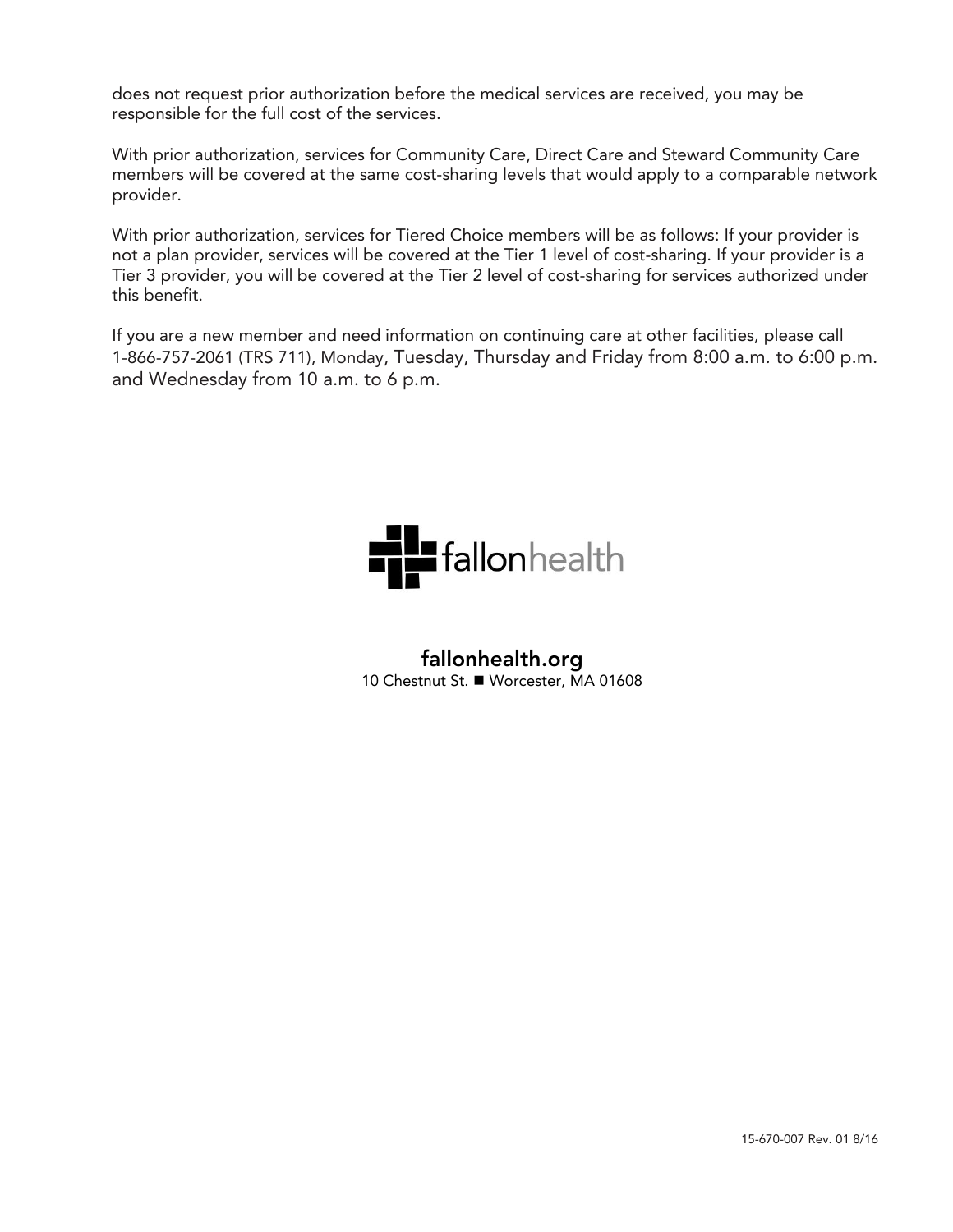does not request prior authorization before the medical services are received, you may be responsible for the full cost of the services.

With prior authorization, services for Community Care, Direct Care and Steward Community Care members will be covered at the same cost-sharing levels that would apply to a comparable network provider.

With prior authorization, services for Tiered Choice members will be as follows: If your provider is not a plan provider, services will be covered at the Tier 1 level of cost-sharing. If your provider is a Tier 3 provider, you will be covered at the Tier 2 level of cost-sharing for services authorized under this benefit.

If you are a new member and need information on continuing care at other facilities, please call 1-866-757-2061 (TRS 711), Monday, Tuesday, Thursday and Friday from 8:00 a.m. to 6:00 p.m. and Wednesday from 10 a.m. to 6 p.m.

fallonhealth

**fallonhealth.org**
10 Chestnut St. ■ Worcester, MA 01608

15-670-007 Rev. 01 8/16